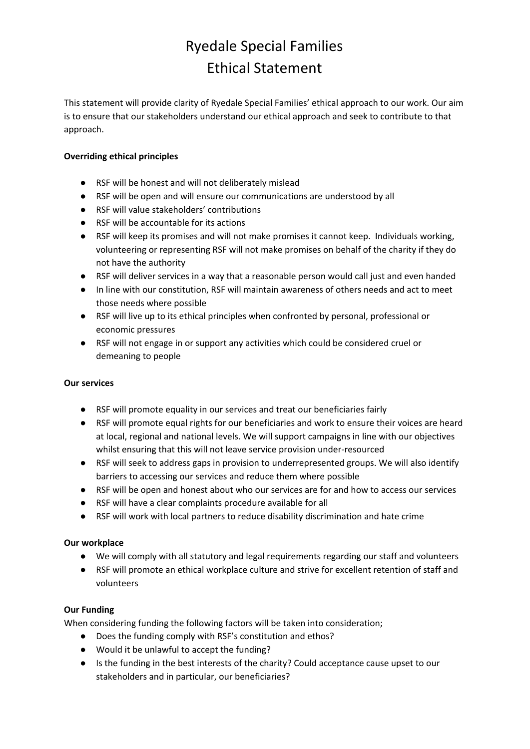# Ryedale Special Families
# Ethical Statement

This statement will provide clarity of Ryedale Special Families' ethical approach to our work. Our aim is to ensure that our stakeholders understand our ethical approach and seek to contribute to that approach.

**Overriding ethical principles**

- RSF will be honest and will not deliberately mislead
- RSF will be open and will ensure our communications are understood by all
- RSF will value stakeholders' contributions
- RSF will be accountable for its actions
- RSF will keep its promises and will not make promises it cannot keep. Individuals working, volunteering or representing RSF will not make promises on behalf of the charity if they do not have the authority
- RSF will deliver services in a way that a reasonable person would call just and even handed
- In line with our constitution, RSF will maintain awareness of others needs and act to meet those needs where possible
- RSF will live up to its ethical principles when confronted by personal, professional or economic pressures
- RSF will not engage in or support any activities which could be considered cruel or demeaning to people

**Our services**

- RSF will promote equality in our services and treat our beneficiaries fairly
- RSF will promote equal rights for our beneficiaries and work to ensure their voices are heard at local, regional and national levels. We will support campaigns in line with our objectives whilst ensuring that this will not leave service provision under-resourced
- RSF will seek to address gaps in provision to underrepresented groups. We will also identify barriers to accessing our services and reduce them where possible
- RSF will be open and honest about who our services are for and how to access our services
- RSF will have a clear complaints procedure available for all
- RSF will work with local partners to reduce disability discrimination and hate crime

**Our workplace**

- We will comply with all statutory and legal requirements regarding our staff and volunteers
- RSF will promote an ethical workplace culture and strive for excellent retention of staff and volunteers

**Our Funding**

When considering funding the following factors will be taken into consideration;

- Does the funding comply with RSF's constitution and ethos?
- Would it be unlawful to accept the funding?
- Is the funding in the best interests of the charity? Could acceptance cause upset to our stakeholders and in particular, our beneficiaries?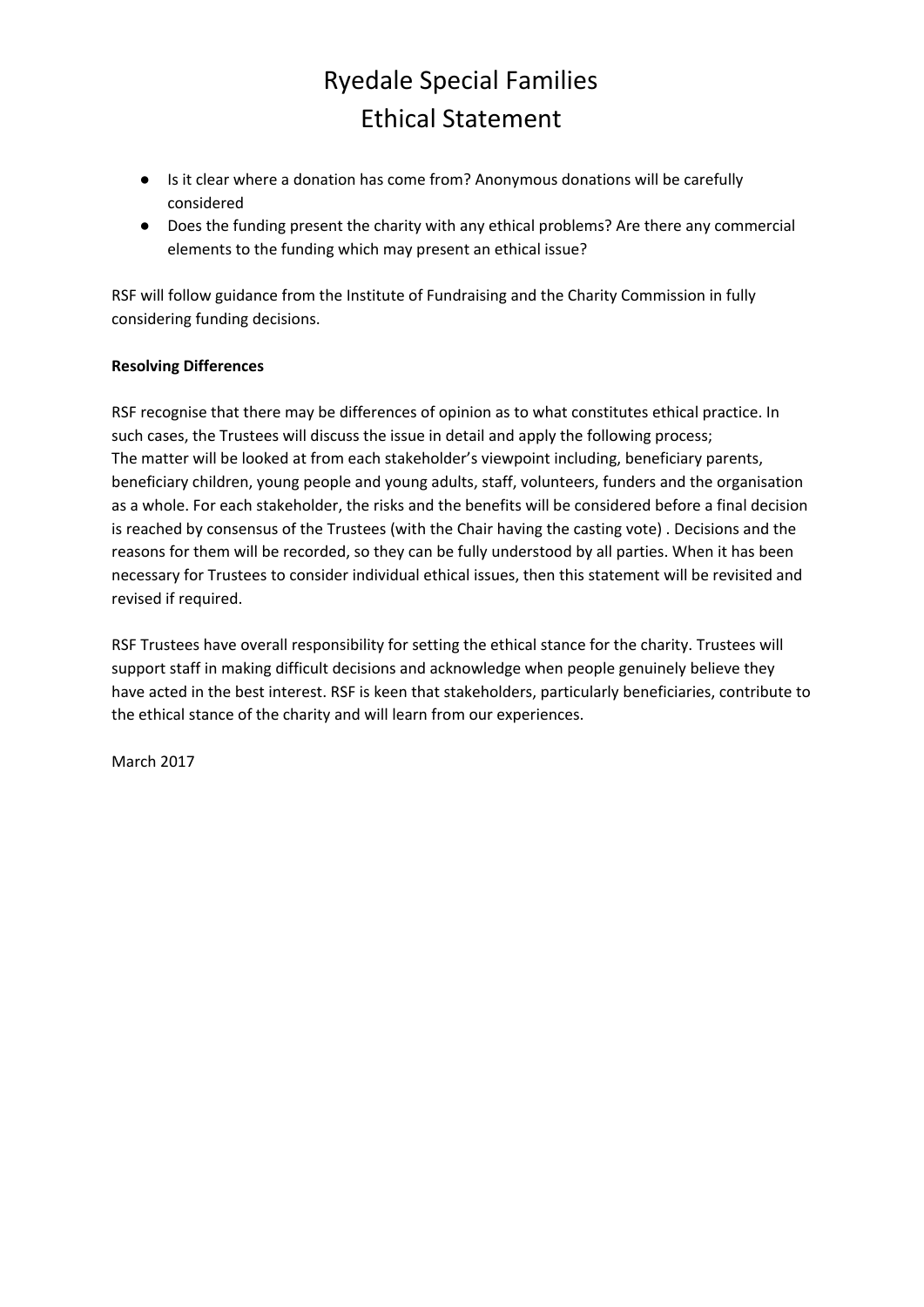# Ryedale Special Families
# Ethical Statement

- Is it clear where a donation has come from? Anonymous donations will be carefully considered
- Does the funding present the charity with any ethical problems? Are there any commercial elements to the funding which may present an ethical issue?

RSF will follow guidance from the Institute of Fundraising and the Charity Commission in fully considering funding decisions.

**Resolving Differences**

RSF recognise that there may be differences of opinion as to what constitutes ethical practice. In such cases, the Trustees will discuss the issue in detail and apply the following process;
The matter will be looked at from each stakeholder's viewpoint including, beneficiary parents, beneficiary children, young people and young adults, staff, volunteers, funders and the organisation as a whole. For each stakeholder, the risks and the benefits will be considered before a final decision is reached by consensus of the Trustees (with the Chair having the casting vote) . Decisions and the reasons for them will be recorded, so they can be fully understood by all parties. When it has been necessary for Trustees to consider individual ethical issues, then this statement will be revisited and revised if required.

RSF Trustees have overall responsibility for setting the ethical stance for the charity. Trustees will support staff in making difficult decisions and acknowledge when people genuinely believe they have acted in the best interest. RSF is keen that stakeholders, particularly beneficiaries, contribute to the ethical stance of the charity and will learn from our experiences.

March 2017